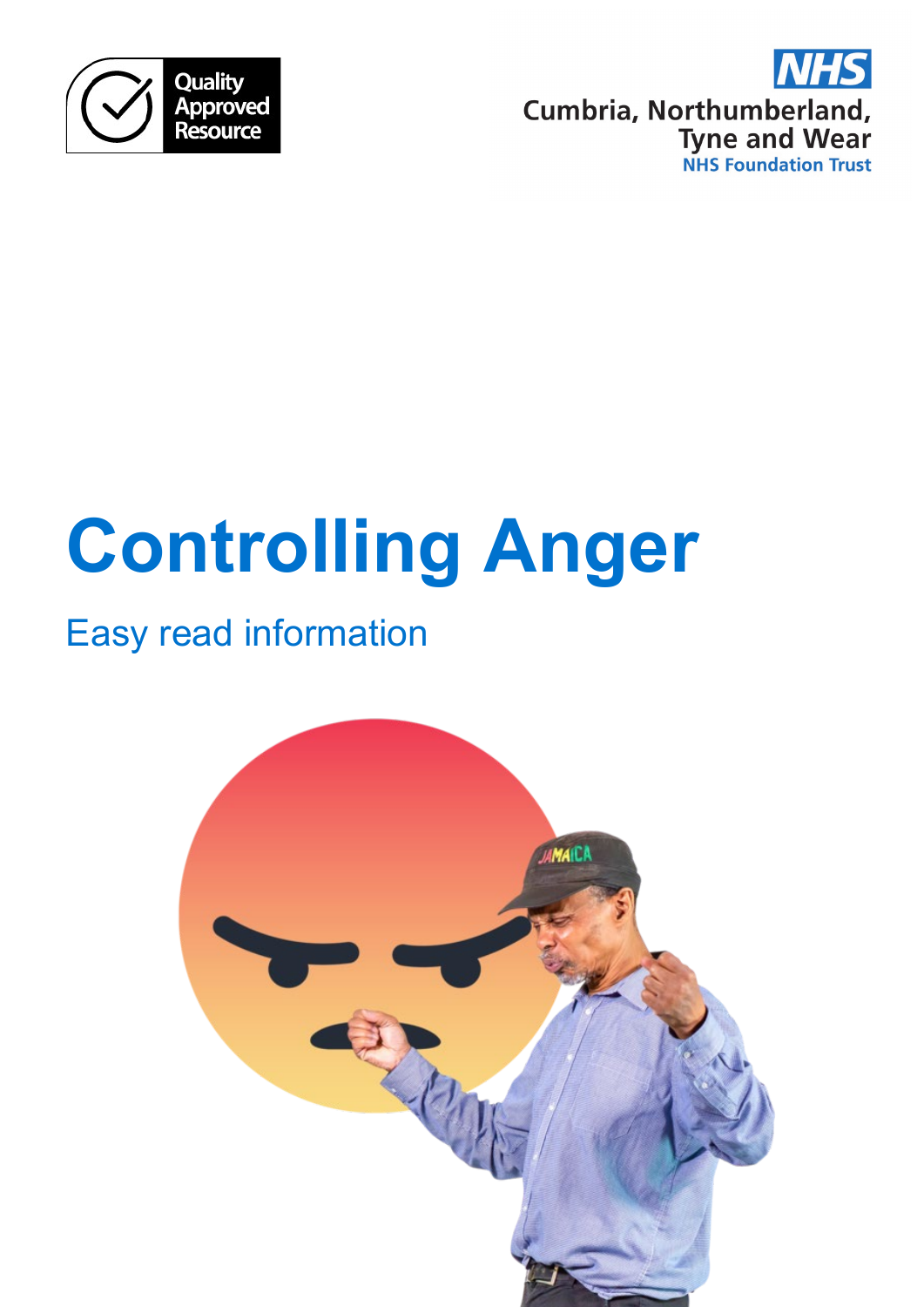Quality Approved Resource

NHS
Cumbria, Northumberland, Tyne and Wear
NHS Foundation Trust

# Controlling Anger

Easy read information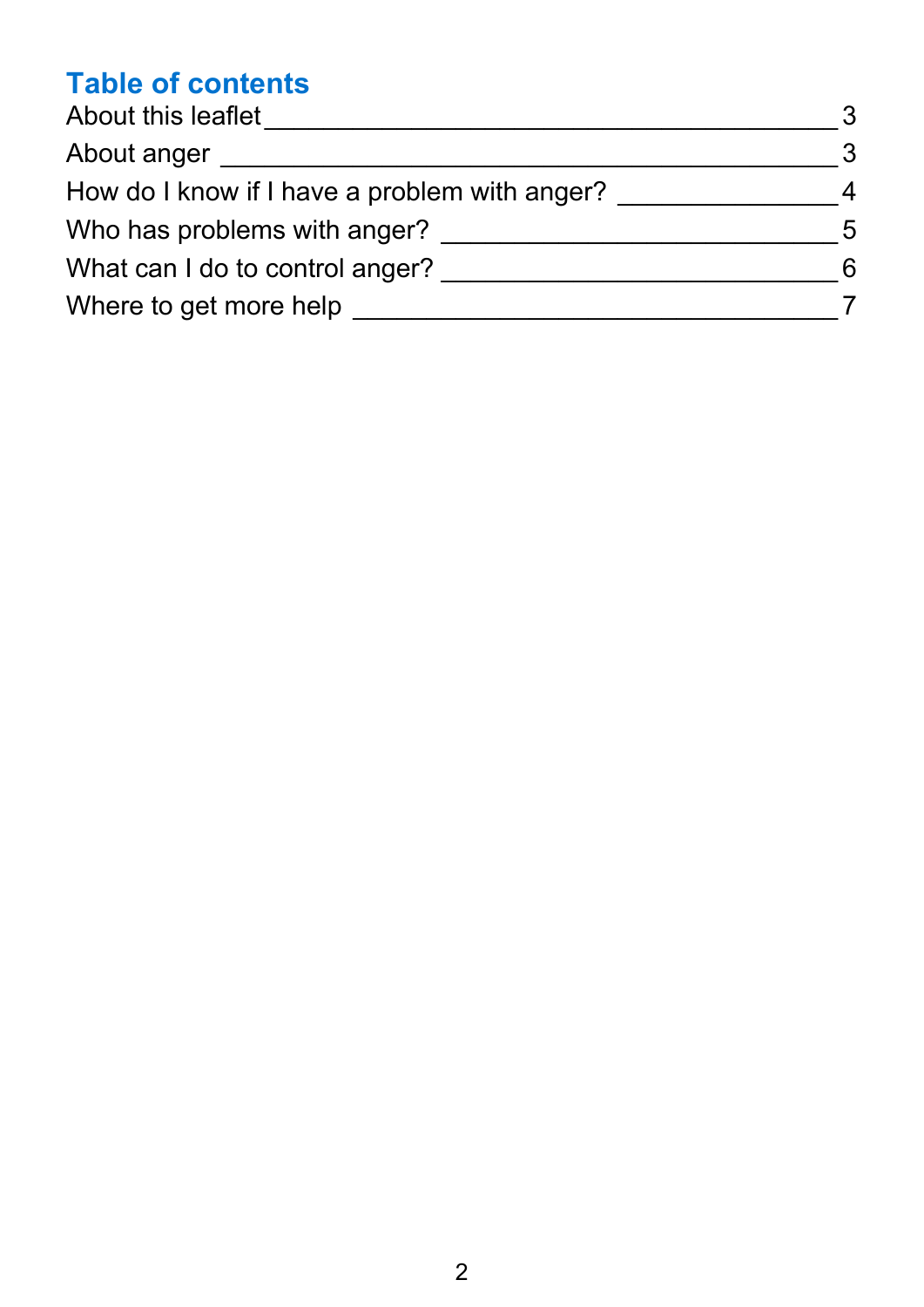## Table of contents

| Section | Page |
| --- | --- |
| About this leaflet | 3 |
| About anger | 3 |
| How do I know if I have a problem with anger? | 4 |
| Who has problems with anger? | 5 |
| What can I do to control anger? | 6 |
| Where to get more help | 7 |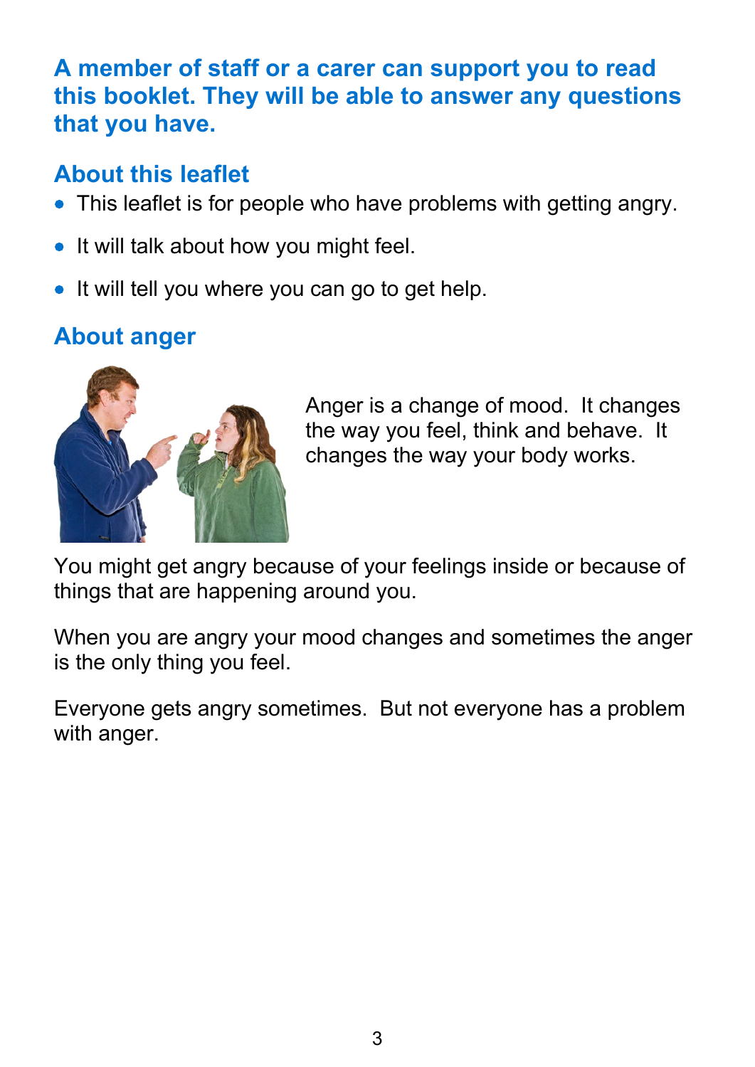**A member of staff or a carer can support you to read this booklet. They will be able to answer any questions that you have.**

## About this leaflet

- This leaflet is for people who have problems with getting angry.
- It will talk about how you might feel.
- It will tell you where you can go to get help.

## About anger

Anger is a change of mood. It changes the way you feel, think and behave. It changes the way your body works.

You might get angry because of your feelings inside or because of things that are happening around you.

When you are angry your mood changes and sometimes the anger is the only thing you feel.

Everyone gets angry sometimes. But not everyone has a problem with anger.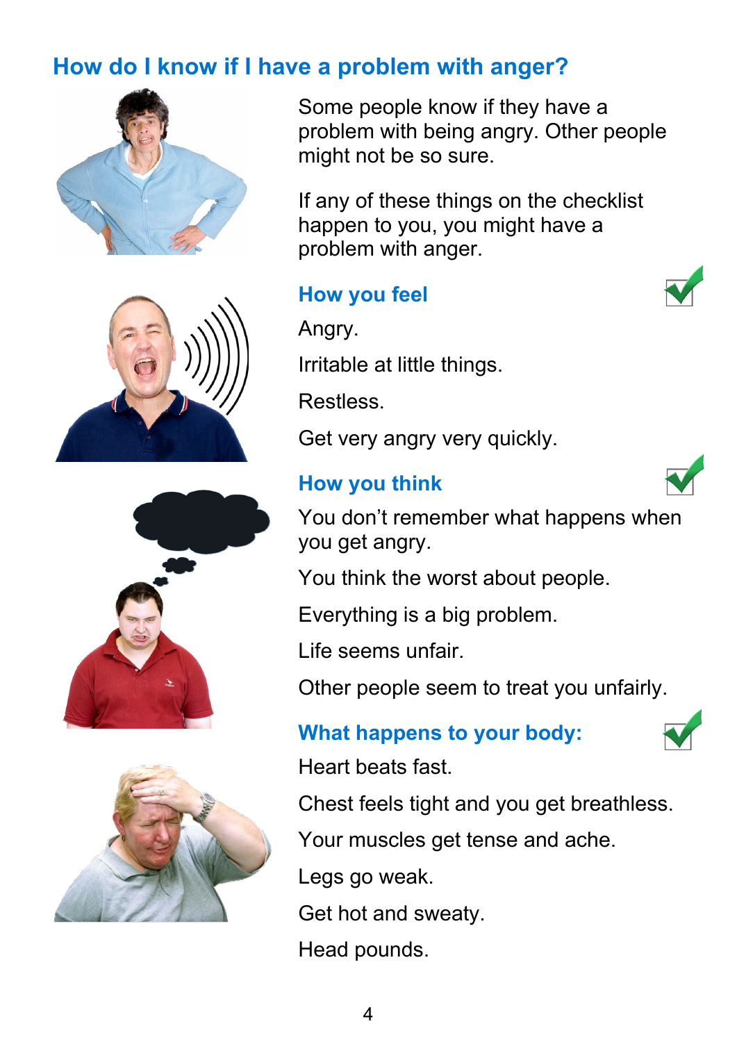## How do I know if I have a problem with anger?

Some people know if they have a problem with being angry. Other people might not be so sure.

If any of these things on the checklist happen to you, you might have a problem with anger.

### How you feel

Angry.

Irritable at little things.

Restless.

Get very angry very quickly.

### How you think

You don't remember what happens when you get angry.

You think the worst about people.

Everything is a big problem.

Life seems unfair.

Other people seem to treat you unfairly.

### What happens to your body:

Heart beats fast.

Chest feels tight and you get breathless.

Your muscles get tense and ache.

Legs go weak.

Get hot and sweaty.

Head pounds.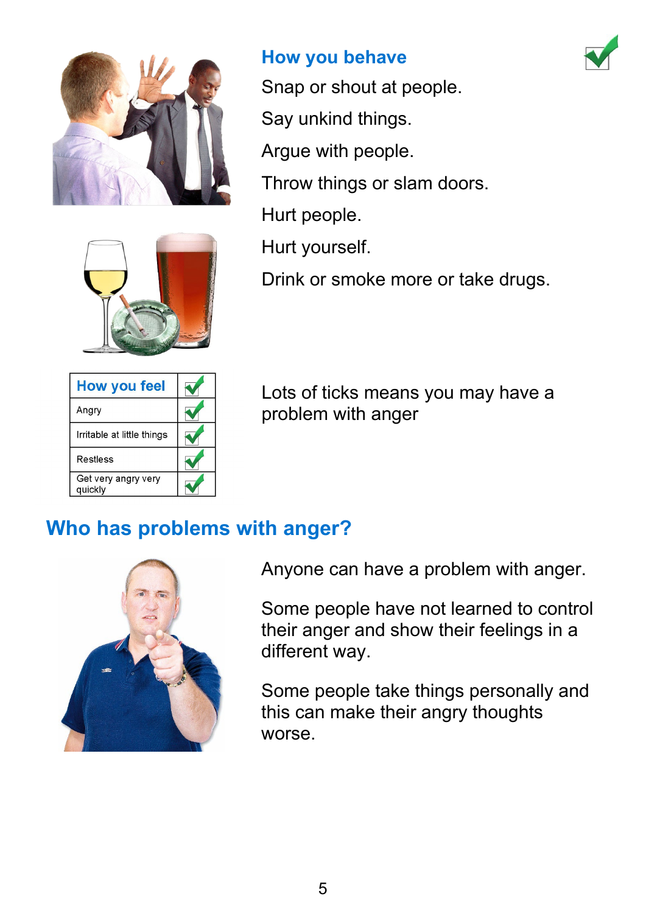## How you behave ✓

Snap or shout at people.

Say unkind things.

Argue with people.

Throw things or slam doors.

Hurt people.

Hurt yourself.

Drink or smoke more or take drugs.

| How you feel | ✓ |
|---|---|
| Angry | ✓ |
| Irritable at little things | ✓ |
| Restless | ✓ |
| Get very angry very quickly | ✓ |

Lots of ticks means you may have a problem with anger

## Who has problems with anger?

Anyone can have a problem with anger.

Some people have not learned to control their anger and show their feelings in a different way.

Some people take things personally and this can make their angry thoughts worse.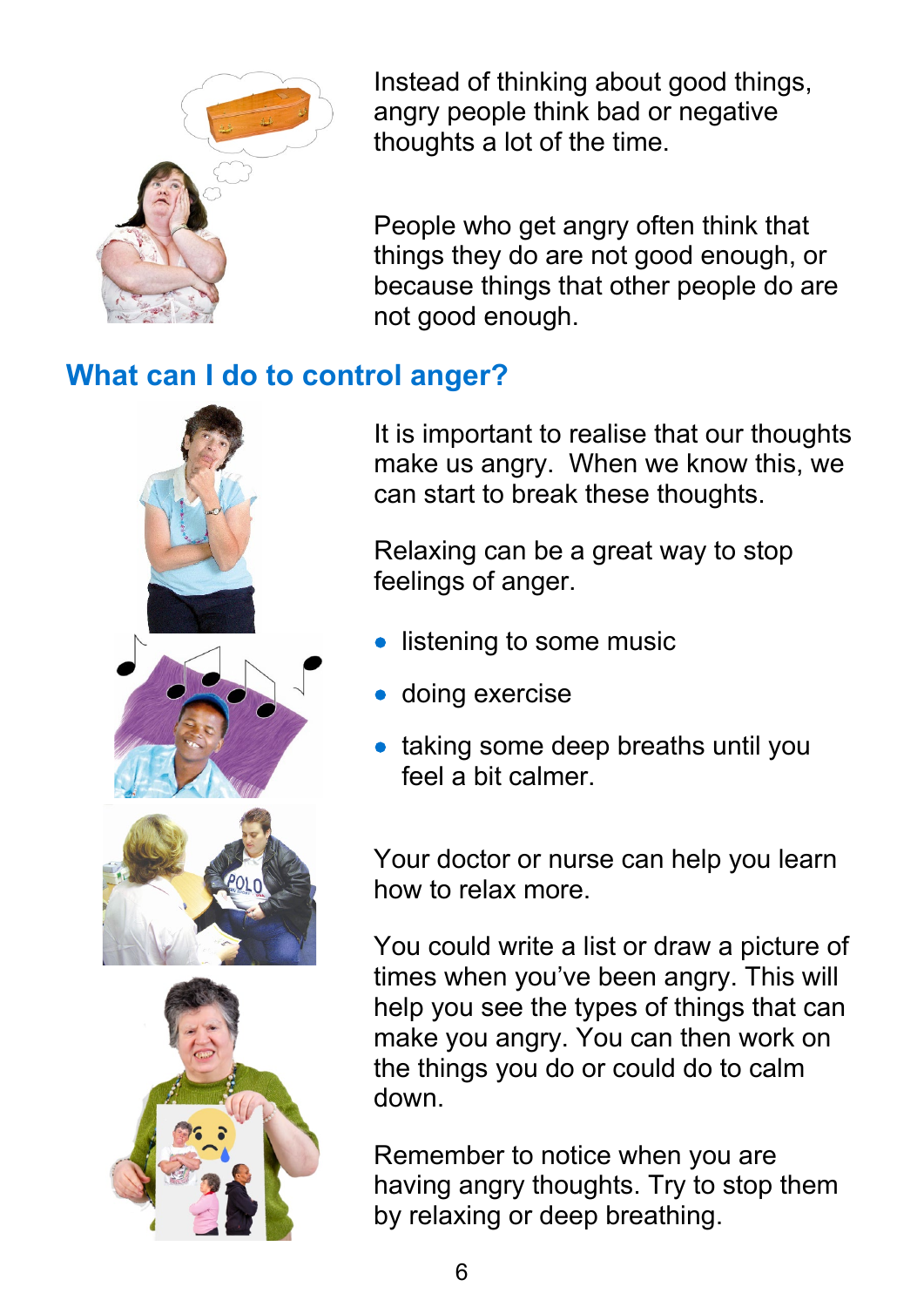Instead of thinking about good things, angry people think bad or negative thoughts a lot of the time.

People who get angry often think that things they do are not good enough, or because things that other people do are not good enough.

## What can I do to control anger?

It is important to realise that our thoughts make us angry. When we know this, we can start to break these thoughts.

Relaxing can be a great way to stop feelings of anger.

- listening to some music
- doing exercise
- taking some deep breaths until you feel a bit calmer.

Your doctor or nurse can help you learn how to relax more.

You could write a list or draw a picture of times when you've been angry. This will help you see the types of things that can make you angry. You can then work on the things you do or could do to calm down.

Remember to notice when you are having angry thoughts. Try to stop them by relaxing or deep breathing.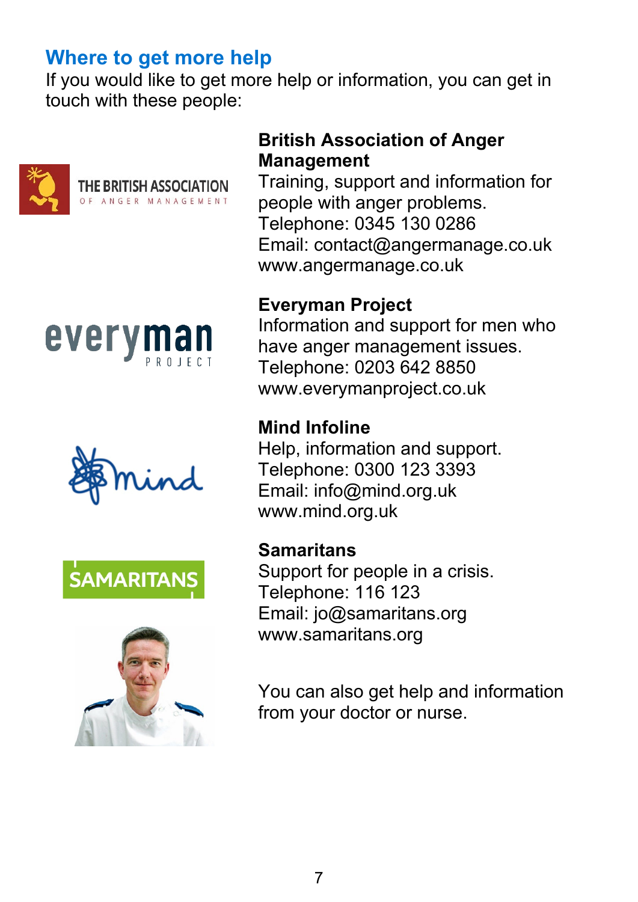## Where to get more help

If you would like to get more help or information, you can get in touch with these people:

**British Association of Anger Management**
Training, support and information for people with anger problems.
Telephone: 0345 130 0286
Email: contact@angermanage.co.uk
www.angermanage.co.uk

**Everyman Project**
Information and support for men who have anger management issues.
Telephone: 0203 642 8850
www.everymanproject.co.uk

**Mind Infoline**
Help, information and support.
Telephone: 0300 123 3393
Email: info@mind.org.uk
www.mind.org.uk

**Samaritans**
Support for people in a crisis.
Telephone: 116 123
Email: jo@samaritans.org
www.samaritans.org

You can also get help and information from your doctor or nurse.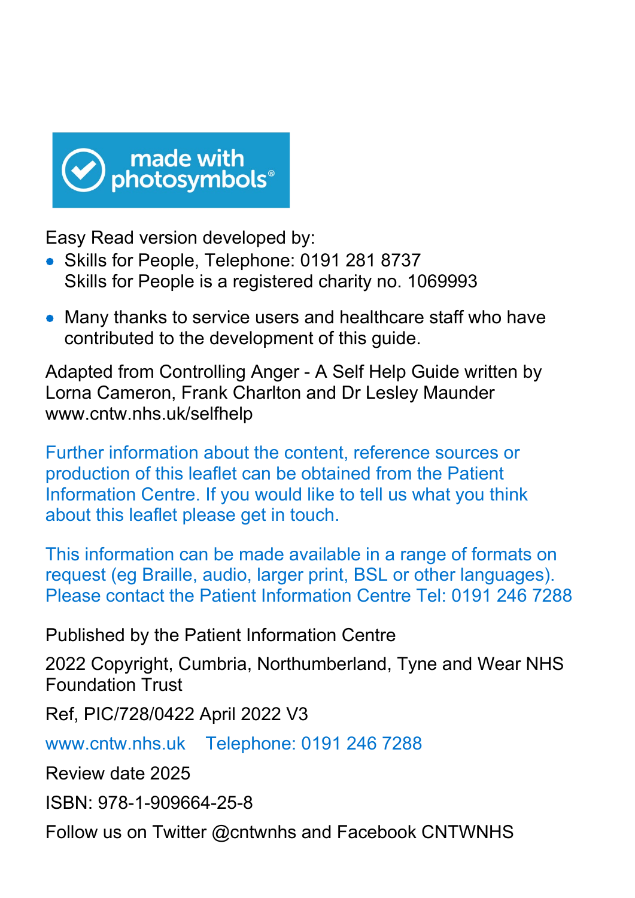made with photosymbols®

Easy Read version developed by:

- Skills for People, Telephone: 0191 281 8737
  Skills for People is a registered charity no. 1069993
- Many thanks to service users and healthcare staff who have contributed to the development of this guide.

Adapted from Controlling Anger - A Self Help Guide written by Lorna Cameron, Frank Charlton and Dr Lesley Maunder www.cntw.nhs.uk/selfhelp

Further information about the content, reference sources or production of this leaflet can be obtained from the Patient Information Centre. If you would like to tell us what you think about this leaflet please get in touch.

This information can be made available in a range of formats on request (eg Braille, audio, larger print, BSL or other languages). Please contact the Patient Information Centre Tel: 0191 246 7288

Published by the Patient Information Centre

2022 Copyright, Cumbria, Northumberland, Tyne and Wear NHS Foundation Trust

Ref, PIC/728/0422 April 2022 V3

www.cntw.nhs.uk Telephone: 0191 246 7288

Review date 2025

ISBN: 978-1-909664-25-8

Follow us on Twitter @cntwnhs and Facebook CNTWNHS